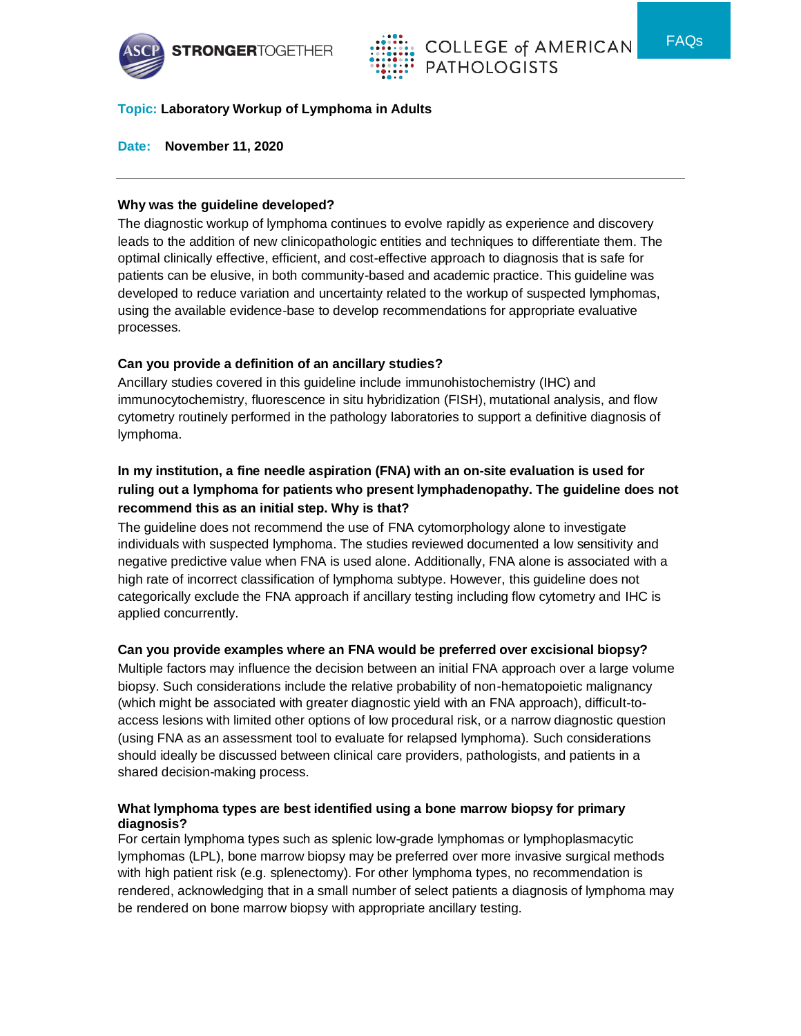FAQs

**Topic:** **Laboratory Workup of Lymphoma in Adults**

**Date:** **November 11, 2020**

---

**Why was the guideline developed?**

The diagnostic workup of lymphoma continues to evolve rapidly as experience and discovery leads to the addition of new clinicopathologic entities and techniques to differentiate them. The optimal clinically effective, efficient, and cost-effective approach to diagnosis that is safe for patients can be elusive, in both community-based and academic practice. This guideline was developed to reduce variation and uncertainty related to the workup of suspected lymphomas, using the available evidence-base to develop recommendations for appropriate evaluative processes.

**Can you provide a definition of an ancillary studies?**

Ancillary studies covered in this guideline include immunohistochemistry (IHC) and immunocytochemistry, fluorescence in situ hybridization (FISH), mutational analysis, and flow cytometry routinely performed in the pathology laboratories to support a definitive diagnosis of lymphoma.

**In my institution, a fine needle aspiration (FNA) with an on-site evaluation is used for ruling out a lymphoma for patients who present lymphadenopathy. The guideline does not recommend this as an initial step. Why is that?**

The guideline does not recommend the use of FNA cytomorphology alone to investigate individuals with suspected lymphoma. The studies reviewed documented a low sensitivity and negative predictive value when FNA is used alone. Additionally, FNA alone is associated with a high rate of incorrect classification of lymphoma subtype. However, this guideline does not categorically exclude the FNA approach if ancillary testing including flow cytometry and IHC is applied concurrently.

**Can you provide examples where an FNA would be preferred over excisional biopsy?**

Multiple factors may influence the decision between an initial FNA approach over a large volume biopsy. Such considerations include the relative probability of non-hematopoietic malignancy (which might be associated with greater diagnostic yield with an FNA approach), difficult-to-access lesions with limited other options of low procedural risk, or a narrow diagnostic question (using FNA as an assessment tool to evaluate for relapsed lymphoma). Such considerations should ideally be discussed between clinical care providers, pathologists, and patients in a shared decision-making process.

**What lymphoma types are best identified using a bone marrow biopsy for primary diagnosis?**

For certain lymphoma types such as splenic low-grade lymphomas or lymphoplasmacytic lymphomas (LPL), bone marrow biopsy may be preferred over more invasive surgical methods with high patient risk (e.g. splenectomy). For other lymphoma types, no recommendation is rendered, acknowledging that in a small number of select patients a diagnosis of lymphoma may be rendered on bone marrow biopsy with appropriate ancillary testing.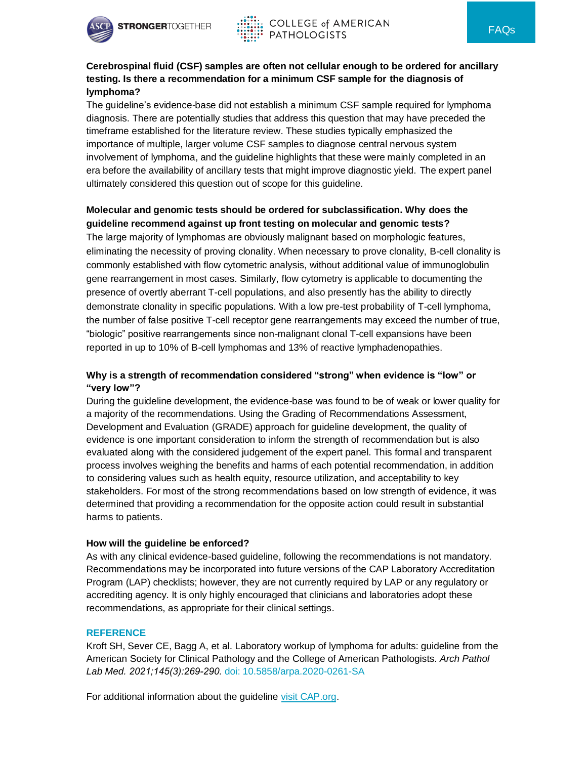**Cerebrospinal fluid (CSF) samples are often not cellular enough to be ordered for ancillary testing. Is there a recommendation for a minimum CSF sample for the diagnosis of lymphoma?**

The guideline's evidence-base did not establish a minimum CSF sample required for lymphoma diagnosis. There are potentially studies that address this question that may have preceded the timeframe established for the literature review. These studies typically emphasized the importance of multiple, larger volume CSF samples to diagnose central nervous system involvement of lymphoma, and the guideline highlights that these were mainly completed in an era before the availability of ancillary tests that might improve diagnostic yield. The expert panel ultimately considered this question out of scope for this guideline.

**Molecular and genomic tests should be ordered for subclassification. Why does the guideline recommend against up front testing on molecular and genomic tests?**

The large majority of lymphomas are obviously malignant based on morphologic features, eliminating the necessity of proving clonality. When necessary to prove clonality, B-cell clonality is commonly established with flow cytometric analysis, without additional value of immunoglobulin gene rearrangement in most cases. Similarly, flow cytometry is applicable to documenting the presence of overtly aberrant T-cell populations, and also presently has the ability to directly demonstrate clonality in specific populations. With a low pre-test probability of T-cell lymphoma, the number of false positive T-cell receptor gene rearrangements may exceed the number of true, "biologic" positive rearrangements since non-malignant clonal T-cell expansions have been reported in up to 10% of B-cell lymphomas and 13% of reactive lymphadenopathies.

**Why is a strength of recommendation considered "strong" when evidence is "low" or "very low"?**

During the guideline development, the evidence-base was found to be of weak or lower quality for a majority of the recommendations. Using the Grading of Recommendations Assessment, Development and Evaluation (GRADE) approach for guideline development, the quality of evidence is one important consideration to inform the strength of recommendation but is also evaluated along with the considered judgement of the expert panel. This formal and transparent process involves weighing the benefits and harms of each potential recommendation, in addition to considering values such as health equity, resource utilization, and acceptability to key stakeholders. For most of the strong recommendations based on low strength of evidence, it was determined that providing a recommendation for the opposite action could result in substantial harms to patients.

**How will the guideline be enforced?**

As with any clinical evidence-based guideline, following the recommendations is not mandatory. Recommendations may be incorporated into future versions of the CAP Laboratory Accreditation Program (LAP) checklists; however, they are not currently required by LAP or any regulatory or accrediting agency. It is only highly encouraged that clinicians and laboratories adopt these recommendations, as appropriate for their clinical settings.

## REFERENCE

Kroft SH, Sever CE, Bagg A, et al. Laboratory workup of lymphoma for adults: guideline from the American Society for Clinical Pathology and the College of American Pathologists. *Arch Pathol Lab Med. 2021;145(3):269-290.* doi: 10.5858/arpa.2020-0261-SA

For additional information about the guideline visit CAP.org.